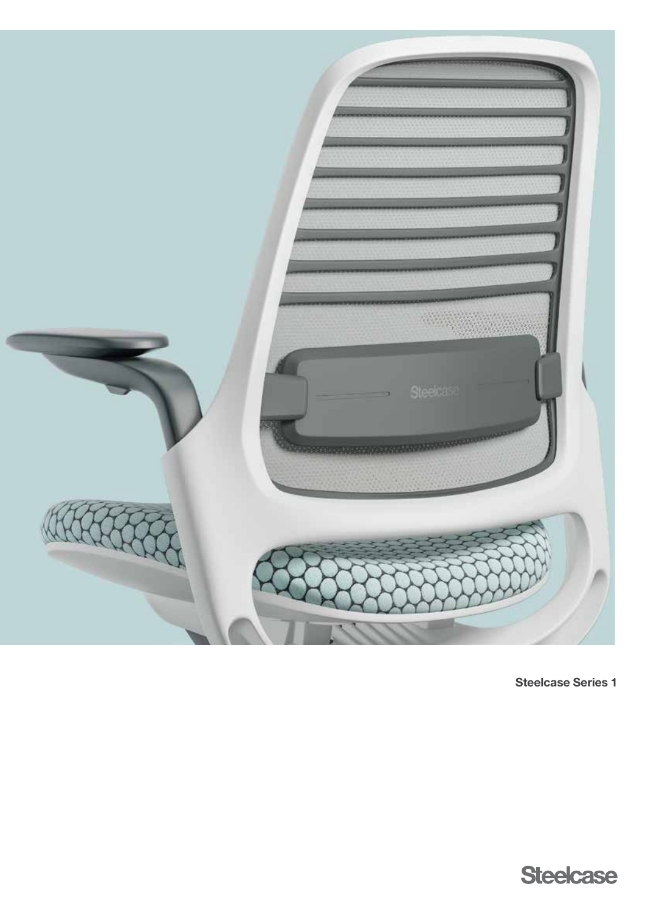**Steelcase Series 1**

Steelcase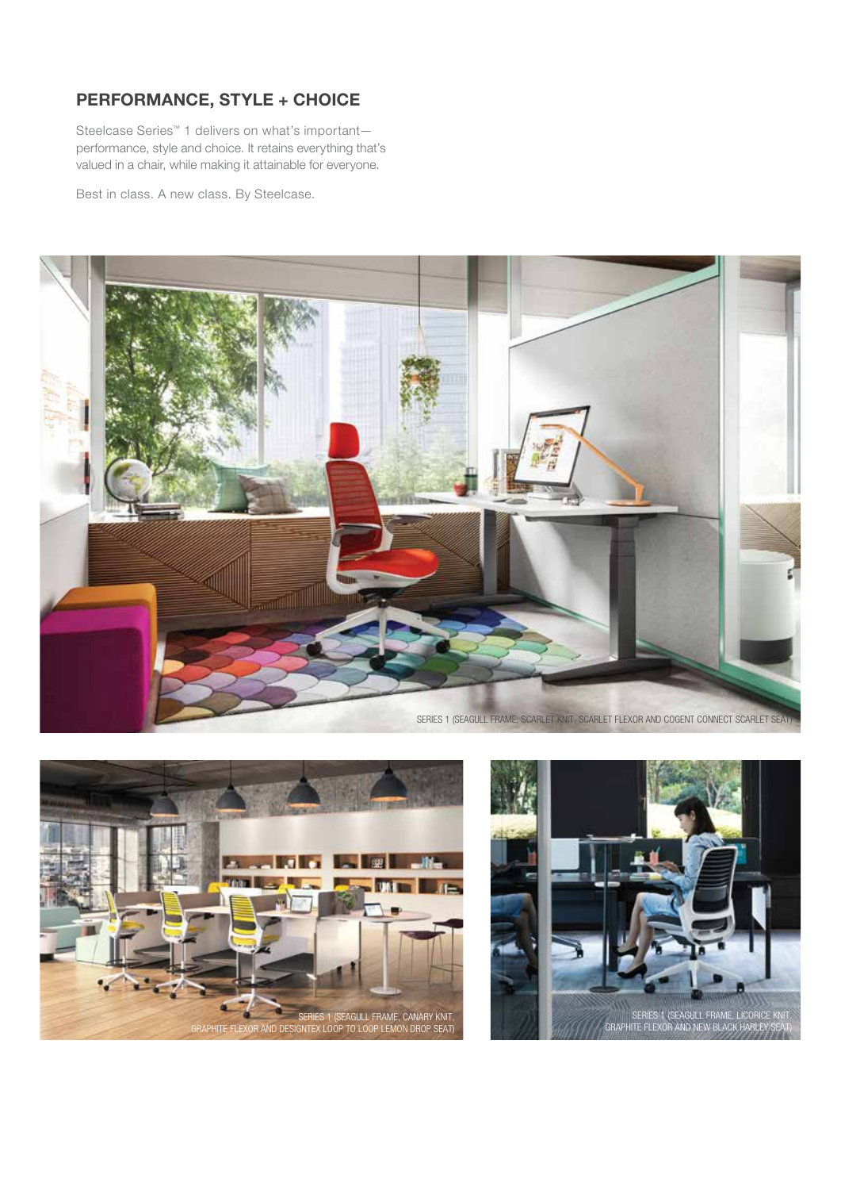## PERFORMANCE, STYLE + CHOICE

Steelcase Series™ 1 delivers on what's important—performance, style and choice. It retains everything that's valued in a chair, while making it attainable for everyone.

Best in class. A new class. By Steelcase.

SERIES 1 (SEAGULL FRAME, SCARLET KNIT, SCARLET FLEXOR AND COGENT CONNECT SCARLET SEAT)

SERIES 1 (SEAGULL FRAME, CANARY KNIT, GRAPHITE FLEXOR AND DESIGNTEX LOOP TO LOOP LEMON DROP SEAT)

SERIES 1 (SEAGULL FRAME, LICORICE KNIT, GRAPHITE FLEXOR AND NEW BLACK HARLEY SEAT)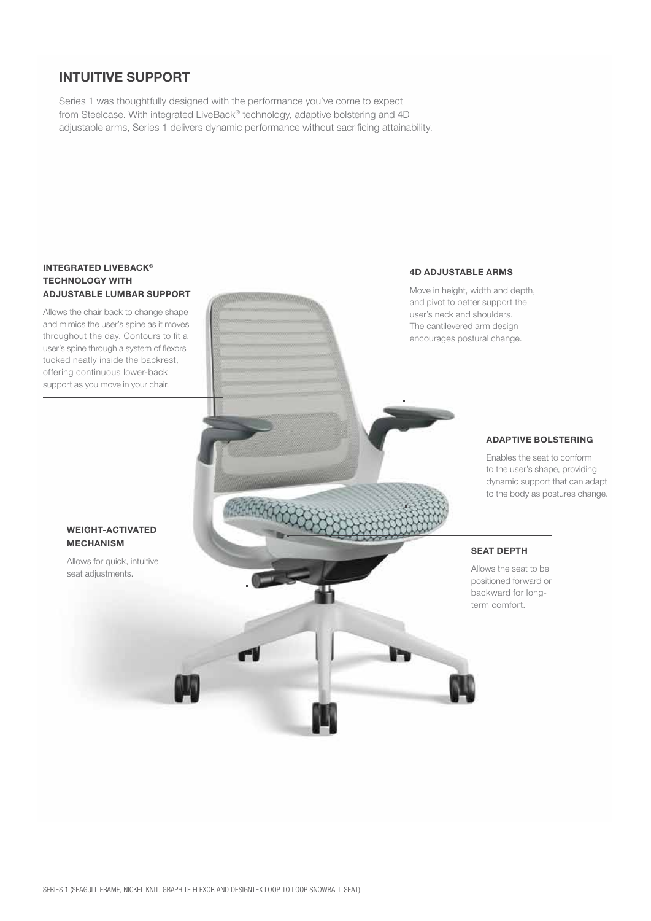## INTUITIVE SUPPORT

Series 1 was thoughtfully designed with the performance you've come to expect from Steelcase. With integrated LiveBack® technology, adaptive bolstering and 4D adjustable arms, Series 1 delivers dynamic performance without sacrificing attainability.

### INTEGRATED LIVEBACK® TECHNOLOGY WITH ADJUSTABLE LUMBAR SUPPORT

Allows the chair back to change shape and mimics the user's spine as it moves throughout the day. Contours to fit a user's spine through a system of flexors tucked neatly inside the backrest, offering continuous lower-back support as you move in your chair.

### 4D ADJUSTABLE ARMS

Move in height, width and depth, and pivot to better support the user's neck and shoulders. The cantilevered arm design encourages postural change.

### ADAPTIVE BOLSTERING

Enables the seat to conform to the user's shape, providing dynamic support that can adapt to the body as postures change.

### WEIGHT-ACTIVATED MECHANISM

Allows for quick, intuitive seat adjustments.

### SEAT DEPTH

Allows the seat to be positioned forward or backward for long-term comfort.

SERIES 1 (SEAGULL FRAME, NICKEL KNIT, GRAPHITE FLEXOR AND DESIGNTEX LOOP TO LOOP SNOWBALL SEAT)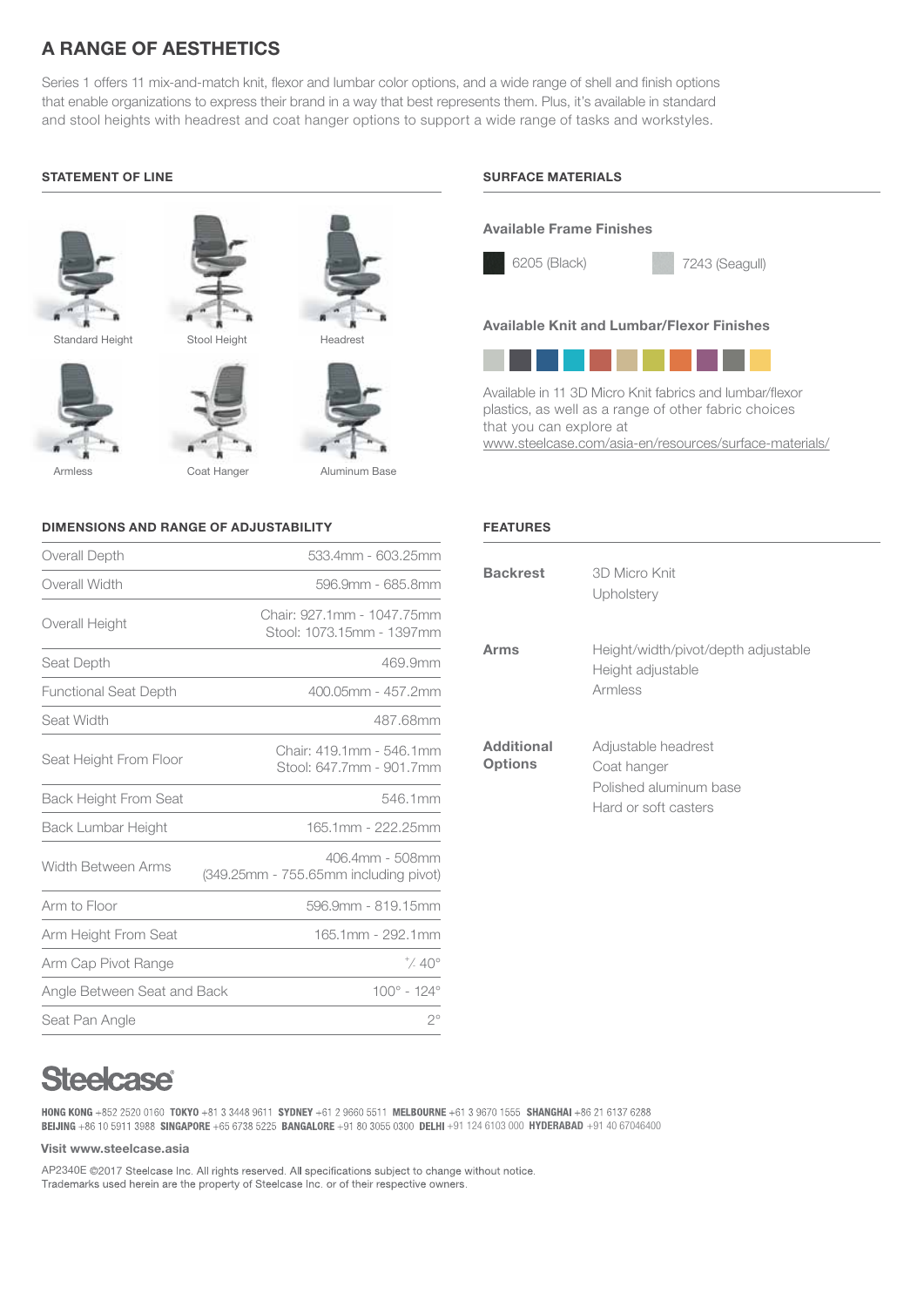# A RANGE OF AESTHETICS

Series 1 offers 11 mix-and-match knit, flexor and lumbar color options, and a wide range of shell and finish options that enable organizations to express their brand in a way that best represents them. Plus, it's available in standard and stool heights with headrest and coat hanger options to support a wide range of tasks and workstyles.

## STATEMENT OF LINE

Standard Height

Stool Height

Headrest

Armless

Coat Hanger

Aluminum Base

## SURFACE MATERIALS

### Available Frame Finishes

6205 (Black)

7243 (Seagull)

### Available Knit and Lumbar/Flexor Finishes

Available in 11 3D Micro Knit fabrics and lumbar/flexor plastics, as well as a range of other fabric choices that you can explore at www.steelcase.com/asia-en/resources/surface-materials/

## DIMENSIONS AND RANGE OF ADJUSTABILITY

| | |
|---|---|
| Overall Depth | 533.4mm - 603.25mm |
| Overall Width | 596.9mm - 685.8mm |
| Overall Height | Chair: 927.1mm - 1047.75mm<br>Stool: 1073.15mm - 1397mm |
| Seat Depth | 469.9mm |
| Functional Seat Depth | 400.05mm - 457.2mm |
| Seat Width | 487.68mm |
| Seat Height From Floor | Chair: 419.1mm - 546.1mm<br>Stool: 647.7mm - 901.7mm |
| Back Height From Seat | 546.1mm |
| Back Lumbar Height | 165.1mm - 222.25mm |
| Width Between Arms | 406.4mm - 508mm<br>(349.25mm - 755.65mm including pivot) |
| Arm to Floor | 596.9mm - 819.15mm |
| Arm Height From Seat | 165.1mm - 292.1mm |
| Arm Cap Pivot Range | +/- 40° |
| Angle Between Seat and Back | 100° - 124° |
| Seat Pan Angle | 2° |

## FEATURES

| | |
|---|---|
| **Backrest** | 3D Micro Knit<br>Upholstery |
| **Arms** | Height/width/pivot/depth adjustable<br>Height adjustable<br>Armless |
| **Additional Options** | Adjustable headrest<br>Coat hanger<br>Polished aluminum base<br>Hard or soft casters |

**Steelcase**

**HONG KONG** +852 2520 0160 **TOKYO** +81 3 3448 9611 **SYDNEY** +61 2 9660 5511 **MELBOURNE** +61 3 9670 1555 **SHANGHAI** +86 21 6137 6288
**BEIJING** +86 10 5911 3988 **SINGAPORE** +65 6738 5225 **BANGALORE** +91 80 3055 0300 **DELHI** +91 124 6103 000 **HYDERABAD** +91 40 67046400

**Visit www.steelcase.asia**

AP2340E ©2017 Steelcase Inc. All rights reserved. All specifications subject to change without notice.
Trademarks used herein are the property of Steelcase Inc. or of their respective owners.